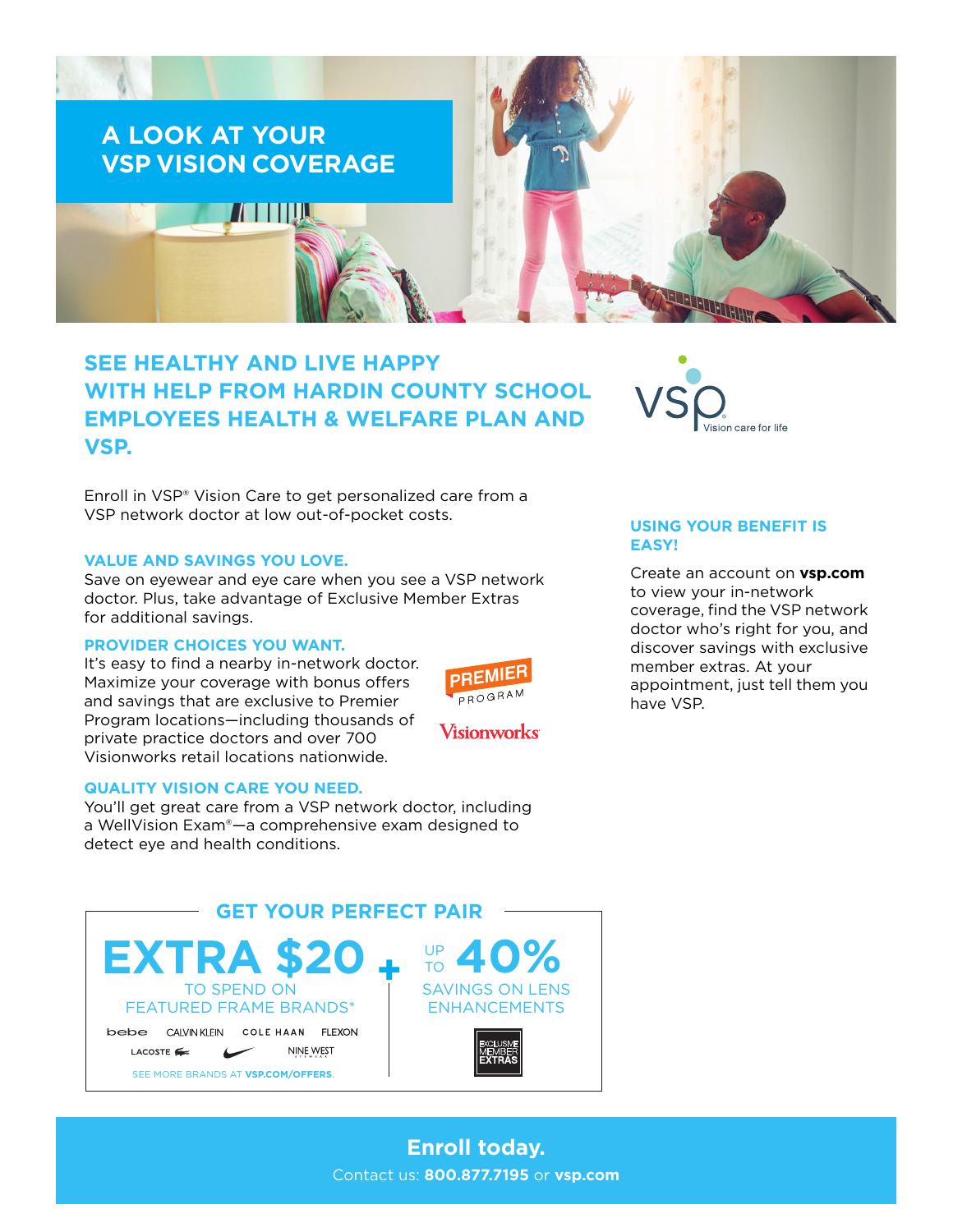# A LOOK AT YOUR VSP VISION COVERAGE

## SEE HEALTHY AND LIVE HAPPY WITH HELP FROM HARDIN COUNTY SCHOOL EMPLOYEES HEALTH & WELFARE PLAN AND VSP.

VSP Vision care for life

Enroll in VSP® Vision Care to get personalized care from a VSP network doctor at low out-of-pocket costs.

### VALUE AND SAVINGS YOU LOVE.

Save on eyewear and eye care when you see a VSP network doctor. Plus, take advantage of Exclusive Member Extras for additional savings.

### PROVIDER CHOICES YOU WANT.

It's easy to find a nearby in-network doctor. Maximize your coverage with bonus offers and savings that are exclusive to Premier Program locations—including thousands of private practice doctors and over 700 Visionworks retail locations nationwide.

PREMIER PROGRAM

Visionworks

### QUALITY VISION CARE YOU NEED.

You'll get great care from a VSP network doctor, including a WellVision Exam®—a comprehensive exam designed to detect eye and health conditions.

### USING YOUR BENEFIT IS EASY!

Create an account on **vsp.com** to view your in-network coverage, find the VSP network doctor who's right for you, and discover savings with exclusive member extras. At your appointment, just tell them you have VSP.

## GET YOUR PERFECT PAIR

**EXTRA $20** TO SPEND ON FEATURED FRAME BRANDS*

bebe, CALVIN KLEIN, COLE HAAN, FLEXON, LACOSTE, Nike, NINE WEST

SEE MORE BRANDS AT **VSP.COM/OFFERS**.

**+**

**UP TO 40%** SAVINGS ON LENS ENHANCEMENTS

EXCLUSIVE MEMBER EXTRAS

**Enroll today.**

Contact us: **800.877.7195** or **vsp.com**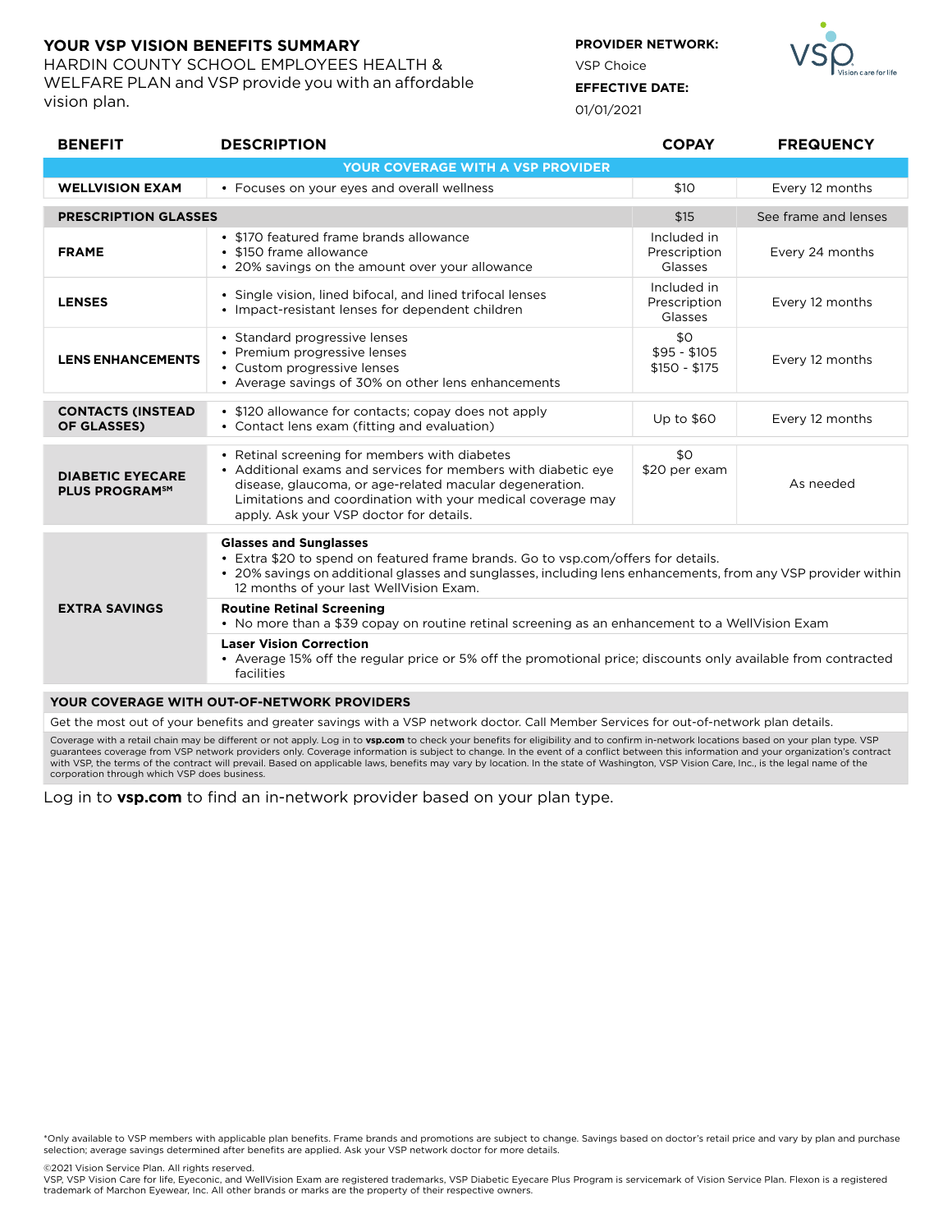## YOUR VSP VISION BENEFITS SUMMARY

HARDIN COUNTY SCHOOL EMPLOYEES HEALTH & WELFARE PLAN and VSP provide you with an affordable vision plan.

**PROVIDER NETWORK:**
VSP Choice

**EFFECTIVE DATE:**
01/01/2021

| BENEFIT | DESCRIPTION | COPAY | FREQUENCY |
|---|---|---|---|
| **YOUR COVERAGE WITH A VSP PROVIDER** | | | |
| **WELLVISION EXAM** | • Focuses on your eyes and overall wellness | $10 | Every 12 months |
| **PRESCRIPTION GLASSES** | | $15 | See frame and lenses |
| **FRAME** | • $170 featured frame brands allowance<br>• $150 frame allowance<br>• 20% savings on the amount over your allowance | Included in Prescription Glasses | Every 24 months |
| **LENSES** | • Single vision, lined bifocal, and lined trifocal lenses<br>• Impact-resistant lenses for dependent children | Included in Prescription Glasses | Every 12 months |
| **LENS ENHANCEMENTS** | • Standard progressive lenses<br>• Premium progressive lenses<br>• Custom progressive lenses<br>• Average savings of 30% on other lens enhancements | $0<br>$95 - $105<br>$150 - $175 | Every 12 months |
| **CONTACTS (INSTEAD OF GLASSES)** | • $120 allowance for contacts; copay does not apply<br>• Contact lens exam (fitting and evaluation) | Up to $60 | Every 12 months |
| **DIABETIC EYECARE PLUS PROGRAM℠** | • Retinal screening for members with diabetes<br>• Additional exams and services for members with diabetic eye disease, glaucoma, or age-related macular degeneration. Limitations and coordination with your medical coverage may apply. Ask your VSP doctor for details. | $0<br>$20 per exam | As needed |
| **EXTRA SAVINGS** | **Glasses and Sunglasses**<br>• Extra $20 to spend on featured frame brands. Go to vsp.com/offers for details.<br>• 20% savings on additional glasses and sunglasses, including lens enhancements, from any VSP provider within 12 months of your last WellVision Exam.<br>**Routine Retinal Screening**<br>• No more than a $39 copay on routine retinal screening as an enhancement to a WellVision Exam<br>**Laser Vision Correction**<br>• Average 15% off the regular price or 5% off the promotional price; discounts only available from contracted facilities | | |
| **YOUR COVERAGE WITH OUT-OF-NETWORK PROVIDERS** | | | |
| Get the most out of your benefits and greater savings with a VSP network doctor. Call Member Services for out-of-network plan details. | | | |

Coverage with a retail chain may be different or not apply. Log in to **vsp.com** to check your benefits for eligibility and to confirm in-network locations based on your plan type. VSP guarantees coverage from VSP network providers only. Coverage information is subject to change. In the event of a conflict between this information and your organization's contract with VSP, the terms of the contract will prevail. Based on applicable laws, benefits may vary by location. In the state of Washington, VSP Vision Care, Inc., is the legal name of the corporation through which VSP does business.

Log in to **vsp.com** to find an in-network provider based on your plan type.

*Only available to VSP members with applicable plan benefits. Frame brands and promotions are subject to change. Savings based on doctor's retail price and vary by plan and purchase selection; average savings determined after benefits are applied. Ask your VSP network doctor for more details.

©2021 Vision Service Plan. All rights reserved.
VSP, VSP Vision Care for life, Eyeconic, and WellVision Exam are registered trademarks, VSP Diabetic Eyecare Plus Program is servicemark of Vision Service Plan. Flexon is a registered trademark of Marchon Eyewear, Inc. All other brands or marks are the property of their respective owners.